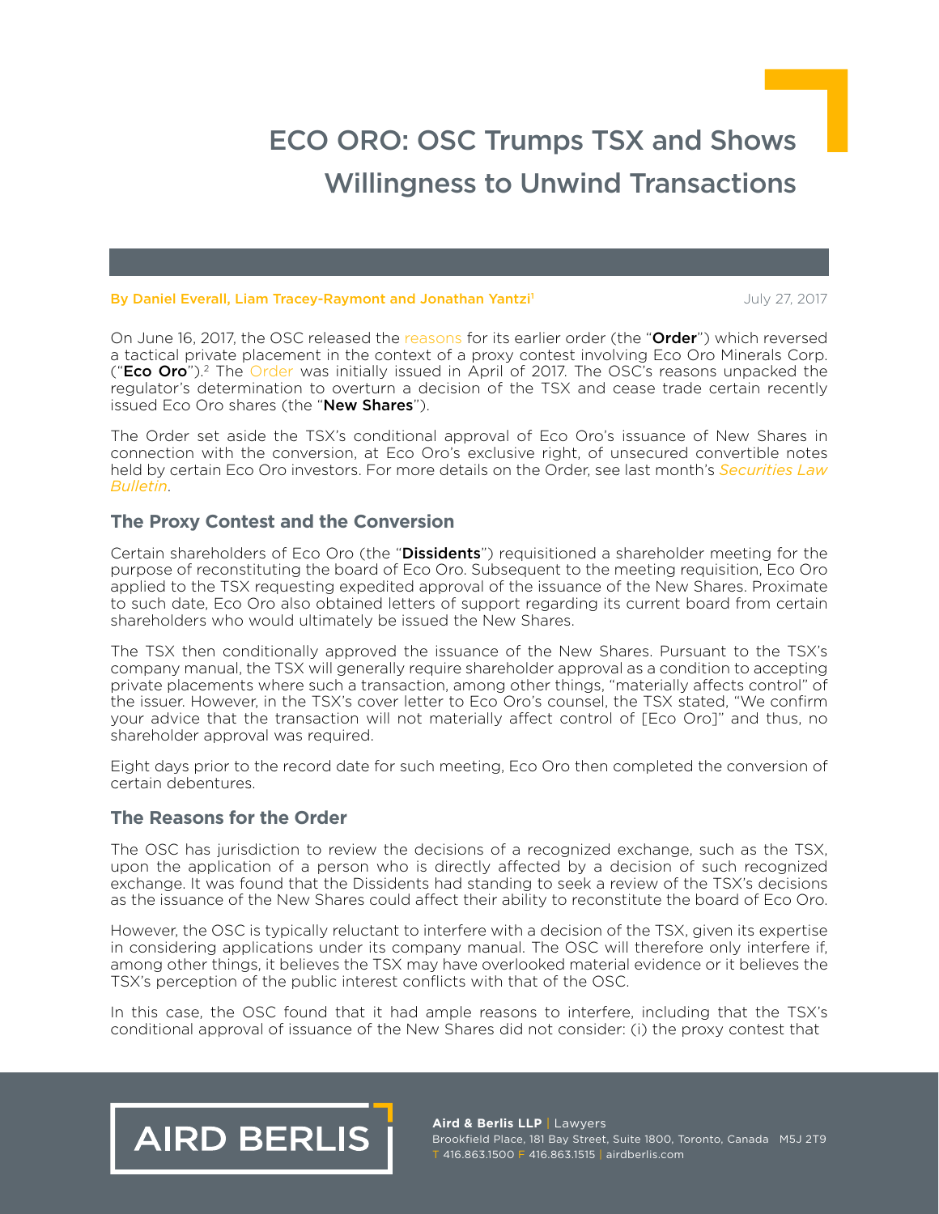# ECO ORO: OSC Trumps TSX and Shows Willingness to Unwind Transactions

**By Daniel Everall, Liam Tracey-Raymont and Jonathan Yantzi[1]**

July 27, 2017

On June 16, 2017, the OSC released the reasons for its earlier order (the "**Order**") which reversed a tactical private placement in the context of a proxy contest involving Eco Oro Minerals Corp. ("**Eco Oro**").[2] The Order was initially issued in April of 2017. The OSC's reasons unpacked the regulator's determination to overturn a decision of the TSX and cease trade certain recently issued Eco Oro shares (the "**New Shares**").

The Order set aside the TSX's conditional approval of Eco Oro's issuance of New Shares in connection with the conversion, at Eco Oro's exclusive right, of unsecured convertible notes held by certain Eco Oro investors. For more details on the Order, see last month's *Securities Law Bulletin*.

## The Proxy Contest and the Conversion

Certain shareholders of Eco Oro (the "**Dissidents**") requisitioned a shareholder meeting for the purpose of reconstituting the board of Eco Oro. Subsequent to the meeting requisition, Eco Oro applied to the TSX requesting expedited approval of the issuance of the New Shares. Proximate to such date, Eco Oro also obtained letters of support regarding its current board from certain shareholders who would ultimately be issued the New Shares.

The TSX then conditionally approved the issuance of the New Shares. Pursuant to the TSX's company manual, the TSX will generally require shareholder approval as a condition to accepting private placements where such a transaction, among other things, "materially affects control" of the issuer. However, in the TSX's cover letter to Eco Oro's counsel, the TSX stated, "We confirm your advice that the transaction will not materially affect control of [Eco Oro]" and thus, no shareholder approval was required.

Eight days prior to the record date for such meeting, Eco Oro then completed the conversion of certain debentures.

## The Reasons for the Order

The OSC has jurisdiction to review the decisions of a recognized exchange, such as the TSX, upon the application of a person who is directly affected by a decision of such recognized exchange. It was found that the Dissidents had standing to seek a review of the TSX's decisions as the issuance of the New Shares could affect their ability to reconstitute the board of Eco Oro.

However, the OSC is typically reluctant to interfere with a decision of the TSX, given its expertise in considering applications under its company manual. The OSC will therefore only interfere if, among other things, it believes the TSX may have overlooked material evidence or it believes the TSX's perception of the public interest conflicts with that of the OSC.

In this case, the OSC found that it had ample reasons to interfere, including that the TSX's conditional approval of issuance of the New Shares did not consider: (i) the proxy contest that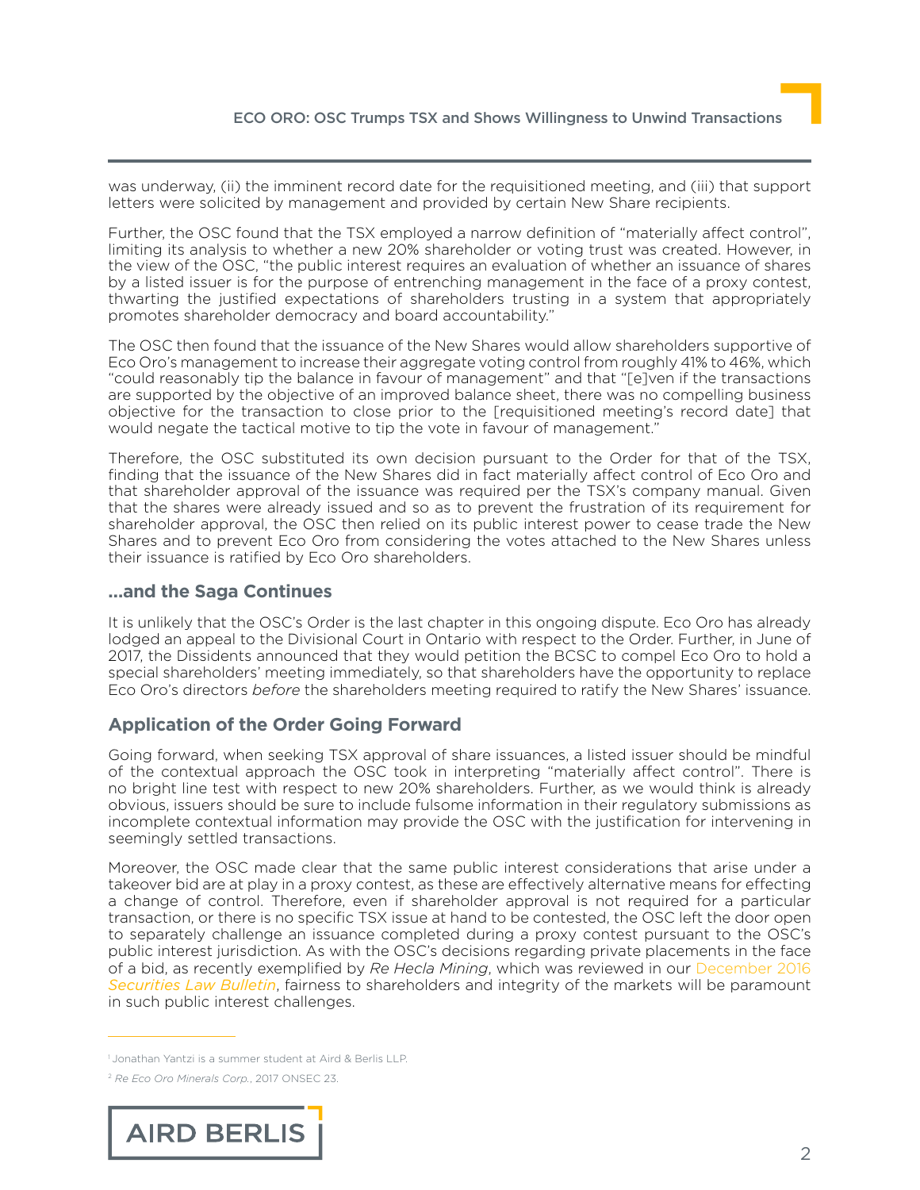was underway, (ii) the imminent record date for the requisitioned meeting, and (iii) that support letters were solicited by management and provided by certain New Share recipients.

Further, the OSC found that the TSX employed a narrow definition of "materially affect control", limiting its analysis to whether a new 20% shareholder or voting trust was created. However, in the view of the OSC, "the public interest requires an evaluation of whether an issuance of shares by a listed issuer is for the purpose of entrenching management in the face of a proxy contest, thwarting the justified expectations of shareholders trusting in a system that appropriately promotes shareholder democracy and board accountability."

The OSC then found that the issuance of the New Shares would allow shareholders supportive of Eco Oro's management to increase their aggregate voting control from roughly 41% to 46%, which "could reasonably tip the balance in favour of management" and that "[e]ven if the transactions are supported by the objective of an improved balance sheet, there was no compelling business objective for the transaction to close prior to the [requisitioned meeting's record date] that would negate the tactical motive to tip the vote in favour of management."

Therefore, the OSC substituted its own decision pursuant to the Order for that of the TSX, finding that the issuance of the New Shares did in fact materially affect control of Eco Oro and that shareholder approval of the issuance was required per the TSX's company manual. Given that the shares were already issued and so as to prevent the frustration of its requirement for shareholder approval, the OSC then relied on its public interest power to cease trade the New Shares and to prevent Eco Oro from considering the votes attached to the New Shares unless their issuance is ratified by Eco Oro shareholders.

## ...and the Saga Continues

It is unlikely that the OSC's Order is the last chapter in this ongoing dispute. Eco Oro has already lodged an appeal to the Divisional Court in Ontario with respect to the Order. Further, in June of 2017, the Dissidents announced that they would petition the BCSC to compel Eco Oro to hold a special shareholders' meeting immediately, so that shareholders have the opportunity to replace Eco Oro's directors *before* the shareholders meeting required to ratify the New Shares' issuance.

## Application of the Order Going Forward

Going forward, when seeking TSX approval of share issuances, a listed issuer should be mindful of the contextual approach the OSC took in interpreting "materially affect control". There is no bright line test with respect to new 20% shareholders. Further, as we would think is already obvious, issuers should be sure to include fulsome information in their regulatory submissions as incomplete contextual information may provide the OSC with the justification for intervening in seemingly settled transactions.

Moreover, the OSC made clear that the same public interest considerations that arise under a takeover bid are at play in a proxy contest, as these are effectively alternative means for effecting a change of control. Therefore, even if shareholder approval is not required for a particular transaction, or there is no specific TSX issue at hand to be contested, the OSC left the door open to separately challenge an issuance completed during a proxy contest pursuant to the OSC's public interest jurisdiction. As with the OSC's decisions regarding private placements in the face of a bid, as recently exemplified by *Re Hecla Mining*, which was reviewed in our *December 2016 Securities Law Bulletin*, fairness to shareholders and integrity of the markets will be paramount in such public interest challenges.

---

[1] Jonathan Yantzi is a summer student at Aird & Berlis LLP.

[2] *Re Eco Oro Minerals Corp.*, 2017 ONSEC 23.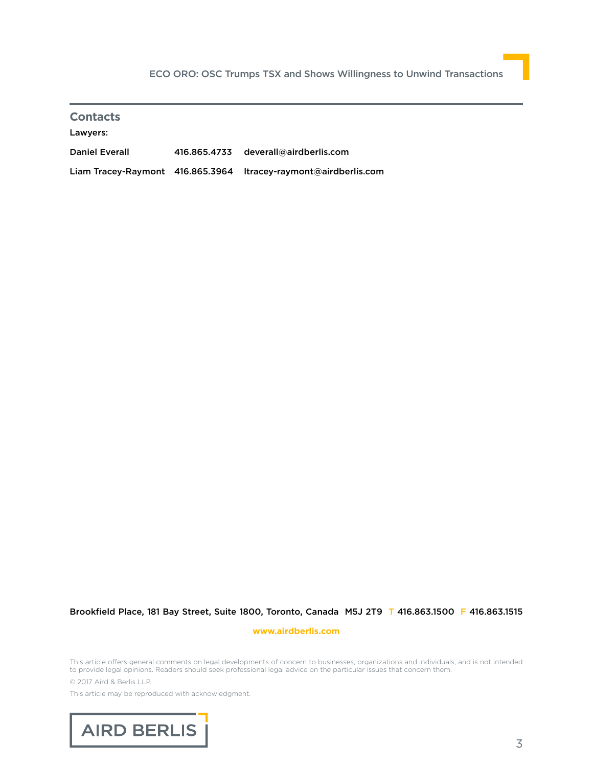## Contacts

**Lawyers:**

| | | |
|---|---|---|
| Daniel Everall | 416.865.4733 | deverall@airdberlis.com |
| Liam Tracey-Raymont | 416.865.3964 | ltracey-raymont@airdberlis.com |

Brookfield Place, 181 Bay Street, Suite 1800, Toronto, Canada M5J 2T9 T 416.863.1500 F 416.863.1515

www.airdberlis.com

This article offers general comments on legal developments of concern to businesses, organizations and individuals, and is not intended to provide legal opinions. Readers should seek professional legal advice on the particular issues that concern them.

© 2017 Aird & Berlis LLP.

This article may be reproduced with acknowledgment.

AIRD BERLIS